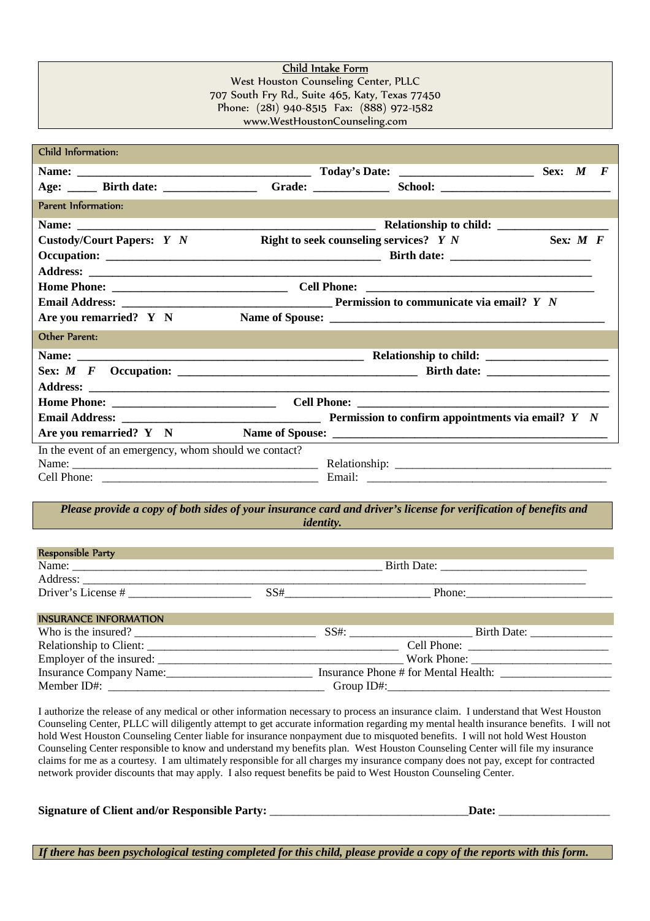# Child Intake Form

West Houston Counseling Center, PLLC
707 South Fry Rd., Suite 465, Katy, Texas 77450
Phone: (281) 940-8515 Fax: (888) 972-1582
www.WestHoustonCounseling.com

## Child Information:

**Name:** ______________________________________ **Today's Date:** _____________________ **Sex:** ***M F***
**Age:** _____ **Birth date:** _______________ **Grade:** ____________ **School:** ____________________________

## Parent Information:

**Name:** __________________________________________________ **Relationship to child:** __________________
**Custody/Court Papers:** ***Y N*** **Right to seek counseling services?** ***Y N*** **Sex:** ***M F***
**Occupation:** ________________________________________________ **Birth date:** _______________________
**Address:** ___________________________________________________________________________________
**Home Phone:** _____________________________ **Cell Phone:** ______________________________________
**Email Address:** ___________________________________ **Permission to communicate via email?** ***Y N***
**Are you remarried? Y N** **Name of Spouse:** ______________________________________________

## Other Parent:

**Name:** _______________________________________________ **Relationship to child:** ____________________
**Sex:** ***M F*** **Occupation:** _______________________________________ **Birth date:** ____________________
**Address:** _____________________________________________________________________________________
**Home Phone:** ___________________________ **Cell Phone:** __________________________________________
**Email Address:** _______________________________ **Permission to confirm appointments via email?** ***Y N***
**Are you remarried? Y N** **Name of Spouse:** ______________________________________________

In the event of an emergency, whom should we contact?
Name: _______________________________________ Relationship: ____________________________________
Cell Phone: ____________________________________ Email: ________________________________________

***Please provide a copy of both sides of your insurance card and driver's license for verification of benefits and identity.***

## Responsible Party

Name: _____________________________________________________ Birth Date: ________________________
Address: ______________________________________________________________________________________
Driver's License # ____________________ SS#________________________ Phone:________________________

## INSURANCE INFORMATION

Who is the insured? _____________________________ SS#: ____________________ Birth Date: ______________
Relationship to Client: ___________________________________________ Cell Phone: ________________________
Employer of the insured: __________________________________________ Work Phone: ________________________
Insurance Company Name:________________________ Insurance Phone # for Mental Health: ___________________
Member ID#: _____________________________________ Group ID#:_______________________________________

I authorize the release of any medical or other information necessary to process an insurance claim. I understand that West Houston Counseling Center, PLLC will diligently attempt to get accurate information regarding my mental health insurance benefits. I will not hold West Houston Counseling Center liable for insurance nonpayment due to misquoted benefits. I will not hold West Houston Counseling Center responsible to know and understand my benefits plan. West Houston Counseling Center will file my insurance claims for me as a courtesy. I am ultimately responsible for all charges my insurance company does not pay, except for contracted network provider discounts that may apply. I also request benefits be paid to West Houston Counseling Center.

**Signature of Client and/or Responsible Party:** _________________________________**Date:** __________________

***If there has been psychological testing completed for this child, please provide a copy of the reports with this form.***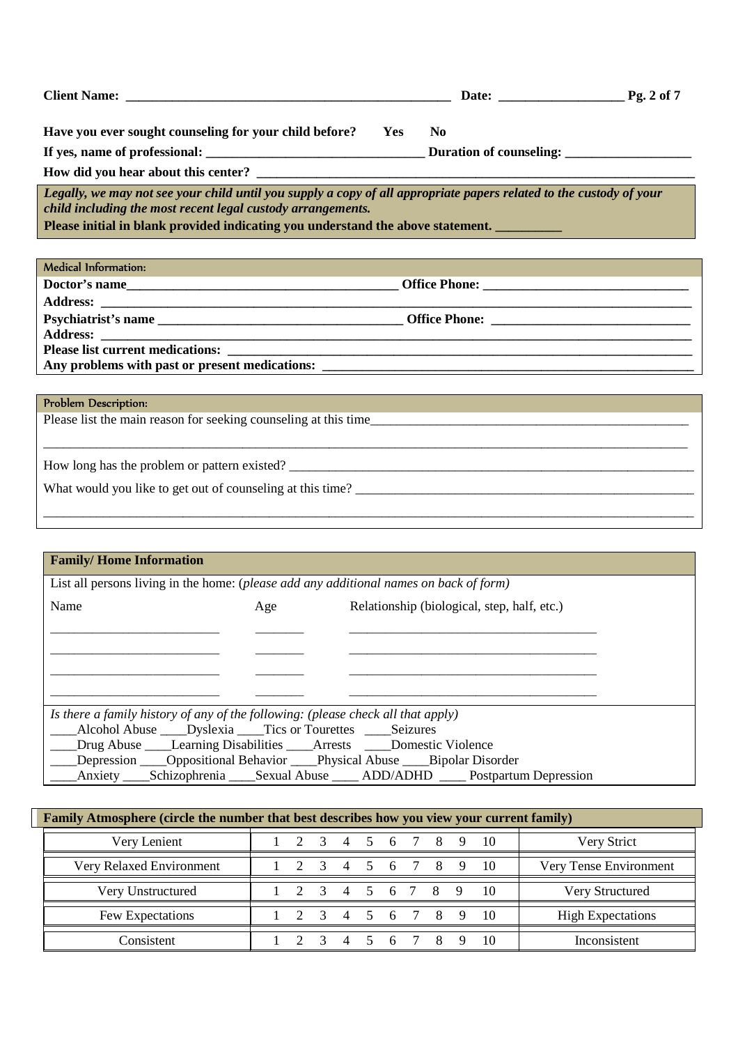**Client Name: ________________________________________________ Date: __________________**

**Have you ever sought counseling for your child before? Yes No**

**If yes, name of professional: _______________________________ Duration of counseling: __________________**

**How did you hear about this center? ______________________________________________________________**

***Legally, we may not see your child until you supply a copy of all appropriate papers related to the custody of your child including the most recent legal custody arrangements.***

**Please initial in blank provided indicating you understand the above statement. __________**

## Medical Information:

**Doctor's name________________________________________ Office Phone: _____________________________**

**Address: ______________________________________________________________________________________**

**Psychiatrist's name ___________________________________ Office Phone: ____________________________**

**Address: ______________________________________________________________________________________**

**Please list current medications: _______________________________________________________________**

**Any problems with past or present medications: _________________________________________________**

## Problem Description:

Please list the main reason for seeking counseling at this time_______________________________________________

____________________________________________________________________________________________

How long has the problem or pattern existed? ____________________________________________________________

What would you like to get out of counseling at this time? _________________________________________________

____________________________________________________________________________________________

## Family/ Home Information

List all persons living in the home: (*please add any additional names on back of form)*

| Name | Age | Relationship (biological, step, half, etc.) |
|---|---|---|
| _________________________ | _______ | _____________________________________ |
| _________________________ | _______ | _____________________________________ |
| _________________________ | _______ | _____________________________________ |
| _________________________ | _______ | _____________________________________ |

*Is there a family history of any of the following: (please check all that apply)*

____Alcohol Abuse ____Dyslexia ____Tics or Tourettes ____Seizures

____Drug Abuse ____Learning Disabilities ____Arrests ____Domestic Violence

____Depression ____Oppositional Behavior ____Physical Abuse ____Bipolar Disorder

____Anxiety ____Schizophrenia ____Sexual Abuse ____ ADD/ADHD ____ Postpartum Depression

## Family Atmosphere (circle the number that best describes how you view your current family)

| | | |
|---|---|---|
| Very Lenient | 1 2 3 4 5 6 7 8 9 10 | Very Strict |
| Very Relaxed Environment | 1 2 3 4 5 6 7 8 9 10 | Very Tense Environment |
| Very Unstructured | 1 2 3 4 5 6 7 8 9 10 | Very Structured |
| Few Expectations | 1 2 3 4 5 6 7 8 9 10 | High Expectations |
| Consistent | 1 2 3 4 5 6 7 8 9 10 | Inconsistent |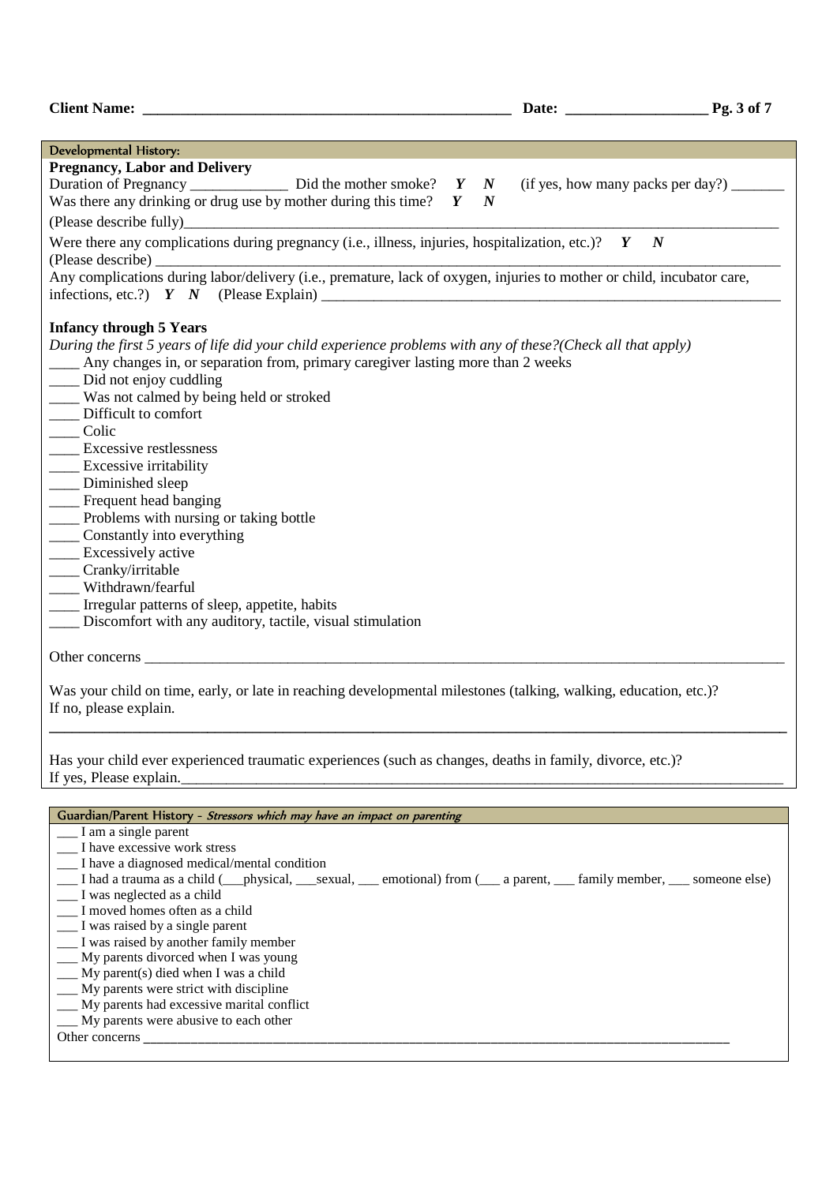**Client Name:** ______________________________________________ **Date:** __________________

## Developmental History:

### Pregnancy, Labor and Delivery

Duration of Pregnancy _____________ Did the mother smoke? ***Y N*** (if yes, how many packs per day?) _______

Was there any drinking or drug use by mother during this time? ***Y N***

(Please describe fully)________________________________________________________________________________

Were there any complications during pregnancy (i.e., illness, injuries, hospitalization, etc.)? ***Y N***

(Please describe) ______________________________________________________________________________

Any complications during labor/delivery (i.e., premature, lack of oxygen, injuries to mother or child, incubator care, infections, etc.?) ***Y N*** (Please Explain) ______________________________________________________________

### Infancy through 5 Years

*During the first 5 years of life did your child experience problems with any of these?(Check all that apply)*

____ Any changes in, or separation from, primary caregiver lasting more than 2 weeks
____ Did not enjoy cuddling
____ Was not calmed by being held or stroked
____ Difficult to comfort
____ Colic
____ Excessive restlessness
____ Excessive irritability
____ Diminished sleep
____ Frequent head banging
____ Problems with nursing or taking bottle
____ Constantly into everything
____ Excessively active
____ Cranky/irritable
____ Withdrawn/fearful
____ Irregular patterns of sleep, appetite, habits
____ Discomfort with any auditory, tactile, visual stimulation

Other concerns ________________________________________________________________________________

Was your child on time, early, or late in reaching developmental milestones (talking, walking, education, etc.)?
If no, please explain.

______________________________________________________________________________________________

Has your child ever experienced traumatic experiences (such as changes, deaths in family, divorce, etc.)?
If yes, Please explain.________________________________________________________________________________

## Guardian/Parent History - *Stressors which may have an impact on parenting*

___ I am a single parent
___ I have excessive work stress
___ I have a diagnosed medical/mental condition
___ I had a trauma as a child (___physical, ___sexual, ___ emotional) from (___ a parent, ___ family member, ___ someone else)
___ I was neglected as a child
___ I moved homes often as a child
___ I was raised by a single parent
___ I was raised by another family member
___ My parents divorced when I was young
___ My parent(s) died when I was a child
___ My parents were strict with discipline
___ My parents had excessive marital conflict
___ My parents were abusive to each other

Other concerns ________________________________________________________________________________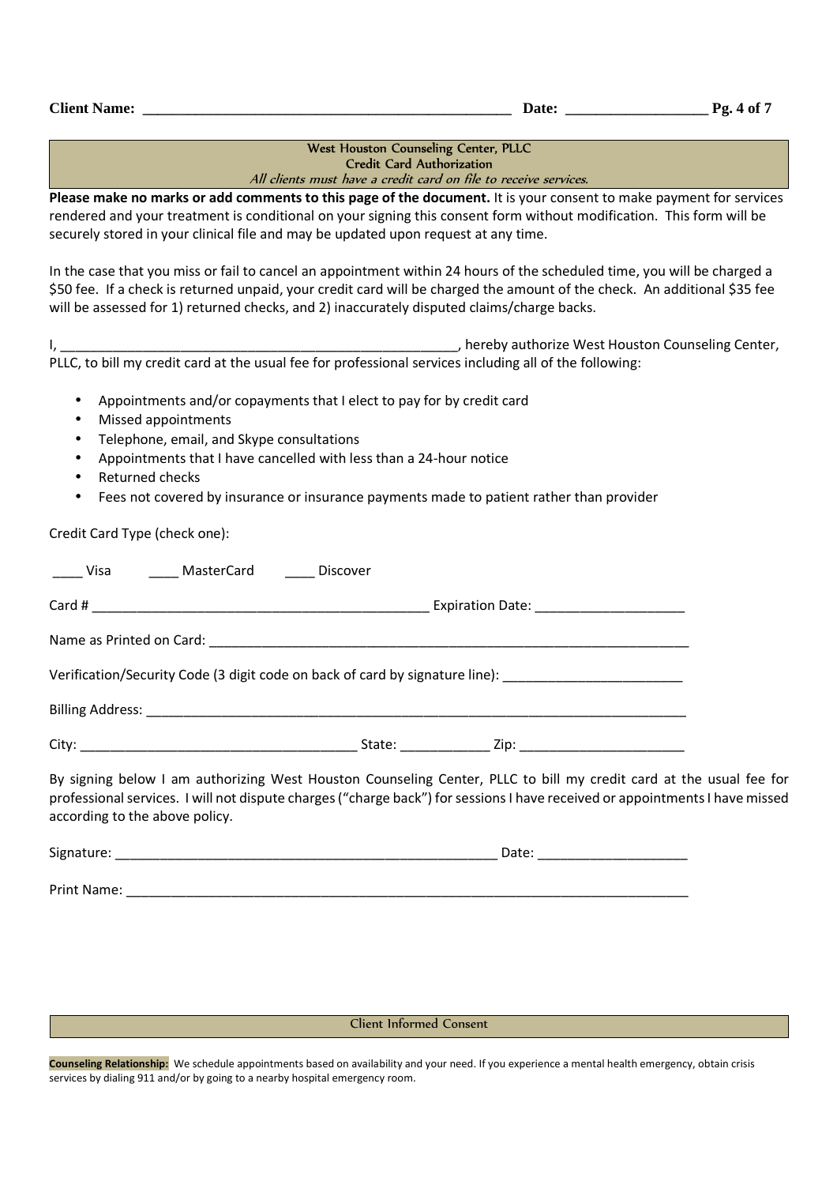Client Name: _______________________________________________ Date: __________________

### West Houston Counseling Center, PLLC
### Credit Card Authorization
*All clients must have a credit card on file to receive services.*

**Please make no marks or add comments to this page of the document.** It is your consent to make payment for services rendered and your treatment is conditional on your signing this consent form without modification. This form will be securely stored in your clinical file and may be updated upon request at any time.

In the case that you miss or fail to cancel an appointment within 24 hours of the scheduled time, you will be charged a $50 fee. If a check is returned unpaid, your credit card will be charged the amount of the check. An additional $35 fee will be assessed for 1) returned checks, and 2) inaccurately disputed claims/charge backs.

I, _______________________________________________________, hereby authorize West Houston Counseling Center, PLLC, to bill my credit card at the usual fee for professional services including all of the following:

- Appointments and/or copayments that I elect to pay for by credit card
- Missed appointments
- Telephone, email, and Skype consultations
- Appointments that I have cancelled with less than a 24-hour notice
- Returned checks
- Fees not covered by insurance or insurance payments made to patient rather than provider

Credit Card Type (check one):

____ Visa ____ MasterCard ____ Discover

Card # ______________________________________________ Expiration Date: ____________________

Name as Printed on Card: _____________________________________________________________________

Verification/Security Code (3 digit code on back of card by signature line): ________________________

Billing Address: _______________________________________________________________________

City: _____________________________________ State: ____________ Zip: ______________________

By signing below I am authorizing West Houston Counseling Center, PLLC to bill my credit card at the usual fee for professional services. I will not dispute charges ("charge back") for sessions I have received or appointments I have missed according to the above policy.

Signature: ____________________________________________________ Date: ____________________

Print Name: ___________________________________________________________________________

### Client Informed Consent

**Counseling Relationship:** We schedule appointments based on availability and your need. If you experience a mental health emergency, obtain crisis services by dialing 911 and/or by going to a nearby hospital emergency room.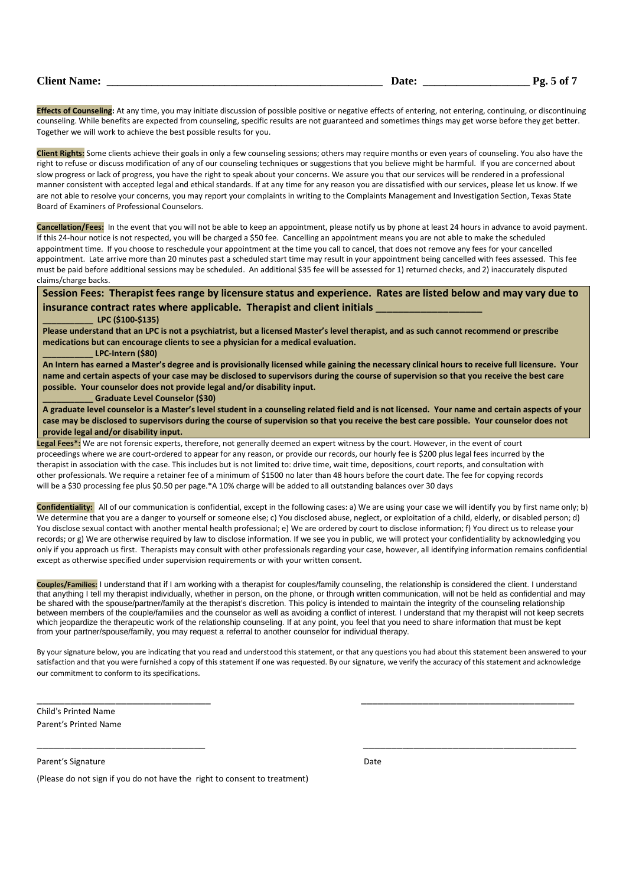Client Name: _______________________________________________ Date: __________________

**Effects of Counseling:** At any time, you may initiate discussion of possible positive or negative effects of entering, not entering, continuing, or discontinuing counseling. While benefits are expected from counseling, specific results are not guaranteed and sometimes things may get worse before they get better. Together we will work to achieve the best possible results for you.

**Client Rights:** Some clients achieve their goals in only a few counseling sessions; others may require months or even years of counseling. You also have the right to refuse or discuss modification of any of our counseling techniques or suggestions that you believe might be harmful. If you are concerned about slow progress or lack of progress, you have the right to speak about your concerns. We assure you that our services will be rendered in a professional manner consistent with accepted legal and ethical standards. If at any time for any reason you are dissatisfied with our services, please let us know. If we are not able to resolve your concerns, you may report your complaints in writing to the Complaints Management and Investigation Section, Texas State Board of Examiners of Professional Counselors.

**Cancellation/Fees:** In the event that you will not be able to keep an appointment, please notify us by phone at least 24 hours in advance to avoid payment. If this 24-hour notice is not respected, you will be charged a $50 fee. Cancelling an appointment means you are not able to make the scheduled appointment time. If you choose to reschedule your appointment at the time you call to cancel, that does not remove any fees for your cancelled appointment. Late arrive more than 20 minutes past a scheduled start time may result in your appointment being cancelled with fees assessed. This fee must be paid before additional sessions may be scheduled. An additional $35 fee will be assessed for 1) returned checks, and 2) inaccurately disputed claims/charge backs.

**Session Fees: Therapist fees range by licensure status and experience. Rates are listed below and may vary due to insurance contract rates where applicable. Therapist and client initials __________________**

**__________ LPC ($100-$135)**

**Please understand that an LPC is not a psychiatrist, but a licensed Master's level therapist, and as such cannot recommend or prescribe medications but can encourage clients to see a physician for a medical evaluation.**

**__________ LPC-Intern ($80)**

**An Intern has earned a Master's degree and is provisionally licensed while gaining the necessary clinical hours to receive full licensure. Your name and certain aspects of your case may be disclosed to supervisors during the course of supervision so that you receive the best care possible. Your counselor does not provide legal and/or disability input.**

**__________ Graduate Level Counselor ($30)**

**A graduate level counselor is a Master's level student in a counseling related field and is not licensed. Your name and certain aspects of your case may be disclosed to supervisors during the course of supervision so that you receive the best care possible. Your counselor does not provide legal and/or disability input.**

**Legal Fees*:** We are not forensic experts, therefore, not generally deemed an expert witness by the court. However, in the event of court proceedings where we are court-ordered to appear for any reason, or provide our records, our hourly fee is $200 plus legal fees incurred by the therapist in association with the case. This includes but is not limited to: drive time, wait time, depositions, court reports, and consultation with other professionals. We require a retainer fee of a minimum of $1500 no later than 48 hours before the court date. The fee for copying records will be a $30 processing fee plus $0.50 per page.*A 10% charge will be added to all outstanding balances over 30 days

**Confidentiality:** All of our communication is confidential, except in the following cases: a) We are using your case we will identify you by first name only; b) We determine that you are a danger to yourself or someone else; c) You disclosed abuse, neglect, or exploitation of a child, elderly, or disabled person; d) You disclose sexual contact with another mental health professional; e) We are ordered by court to disclose information; f) You direct us to release your records; or g) We are otherwise required by law to disclose information. If we see you in public, we will protect your confidentiality by acknowledging you only if you approach us first. Therapists may consult with other professionals regarding your case, however, all identifying information remains confidential except as otherwise specified under supervision requirements or with your written consent.

**Couples/Families:** I understand that if I am working with a therapist for couples/family counseling, the relationship is considered the client. I understand that anything I tell my therapist individually, whether in person, on the phone, or through written communication, will not be held as confidential and may be shared with the spouse/partner/family at the therapist's discretion. This policy is intended to maintain the integrity of the counseling relationship between members of the couple/families and the counselor as well as avoiding a conflict of interest. I understand that my therapist will not keep secrets which jeopardize the therapeutic work of the relationship counseling. If at any point, you feel that you need to share information that must be kept from your partner/spouse/family, you may request a referral to another counselor for individual therapy.

By your signature below, you are indicating that you read and understood this statement, or that any questions you had about this statement been answered to your satisfaction and that you were furnished a copy of this statement if one was requested. By our signature, we verify the accuracy of this statement and acknowledge our commitment to conform to its specifications.

____________________________________ ____________________________________________

Child's Printed Name

Parent's Printed Name

____________________________________ ____________________________________________

Parent's Signature Date

(Please do not sign if you do not have the right to consent to treatment)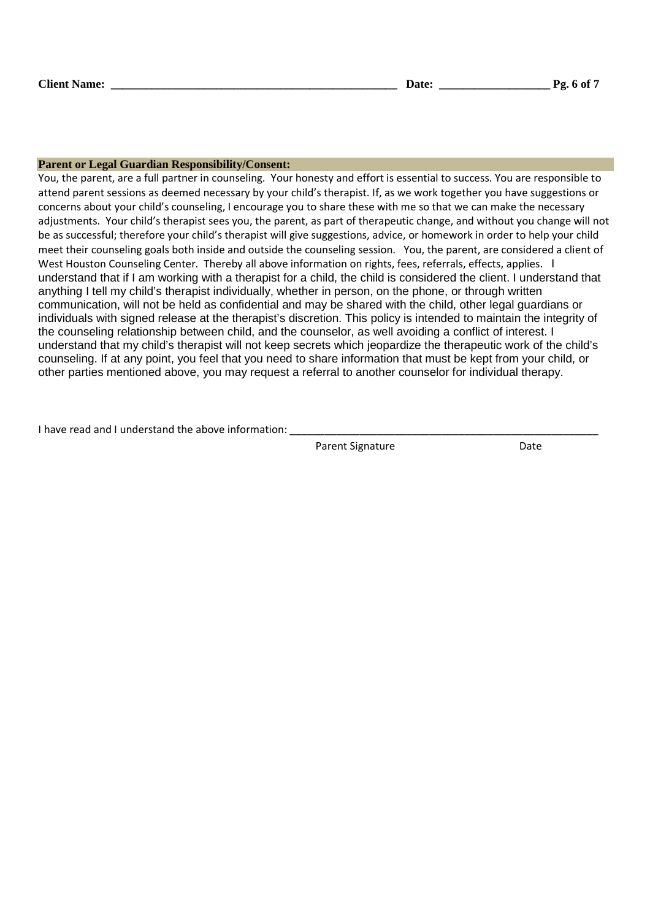Client Name: ________________________________________________ Date: ____________________

## Parent or Legal Guardian Responsibility/Consent:

You, the parent, are a full partner in counseling. Your honesty and effort is essential to success. You are responsible to attend parent sessions as deemed necessary by your child's therapist. If, as we work together you have suggestions or concerns about your child's counseling, I encourage you to share these with me so that we can make the necessary adjustments. Your child's therapist sees you, the parent, as part of therapeutic change, and without you change will not be as successful; therefore your child's therapist will give suggestions, advice, or homework in order to help your child meet their counseling goals both inside and outside the counseling session. You, the parent, are considered a client of West Houston Counseling Center. Thereby all above information on rights, fees, referrals, effects, applies. I understand that if I am working with a therapist for a child, the child is considered the client. I understand that anything I tell my child's therapist individually, whether in person, on the phone, or through written communication, will not be held as confidential and may be shared with the child, other legal guardians or individuals with signed release at the therapist's discretion. This policy is intended to maintain the integrity of the counseling relationship between child, and the counselor, as well avoiding a conflict of interest. I understand that my child's therapist will not keep secrets which jeopardize the therapeutic work of the child's counseling. If at any point, you feel that you need to share information that must be kept from your child, or other parties mentioned above, you may request a referral to another counselor for individual therapy.

I have read and I understand the above information: ________________________________________________

Parent Signature Date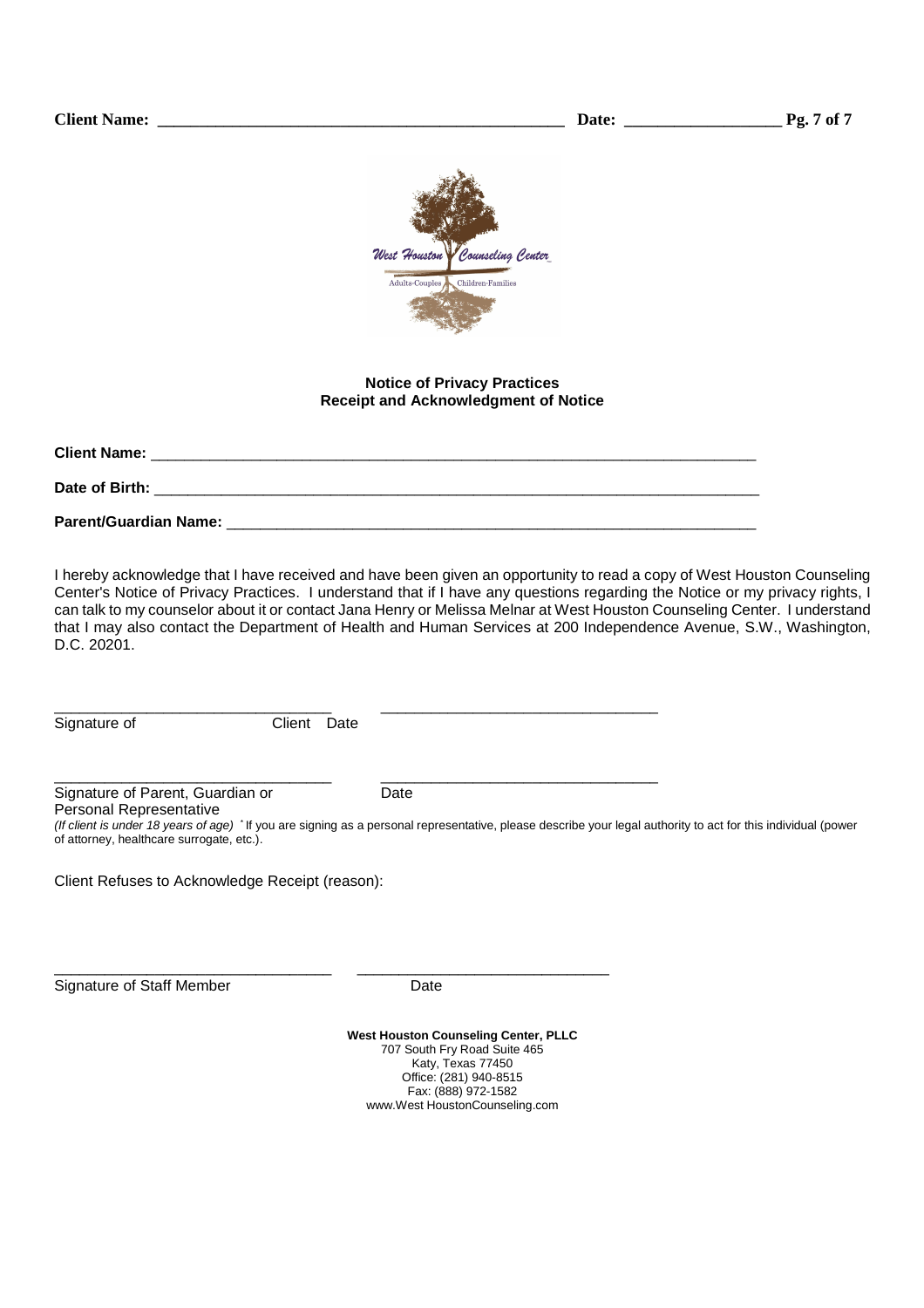Client Name: ______________________________ Date: ____________________

West Houston Counseling Center
Adults-Couples Children-Families

**Notice of Privacy Practices**
**Receipt and Acknowledgment of Notice**

**Client Name:** ________________________________________________

**Date of Birth:** ________________________________________________

**Parent/Guardian Name:** ________________________________________

I hereby acknowledge that I have received and have been given an opportunity to read a copy of West Houston Counseling Center's Notice of Privacy Practices. I understand that if I have any questions regarding the Notice or my privacy rights, I can talk to my counselor about it or contact Jana Henry or Melissa Melnar at West Houston Counseling Center. I understand that I may also contact the Department of Health and Human Services at 200 Independence Avenue, S.W., Washington, D.C. 20201.

_______________________________ _______________________________
Signature of Client Date

_______________________________ _______________________________
Signature of Parent, Guardian or Personal Representative Date

*(If client is under 18 years of age)* *If you are signing as a personal representative, please describe your legal authority to act for this individual (power of attorney, healthcare surrogate, etc.).

Client Refuses to Acknowledge Receipt (reason):

_______________________________ _______________________________
Signature of Staff Member Date

**West Houston Counseling Center, PLLC**
707 South Fry Road Suite 465
Katy, Texas 77450
Office: (281) 940-8515
Fax: (888) 972-1582
www.West HoustonCounseling.com